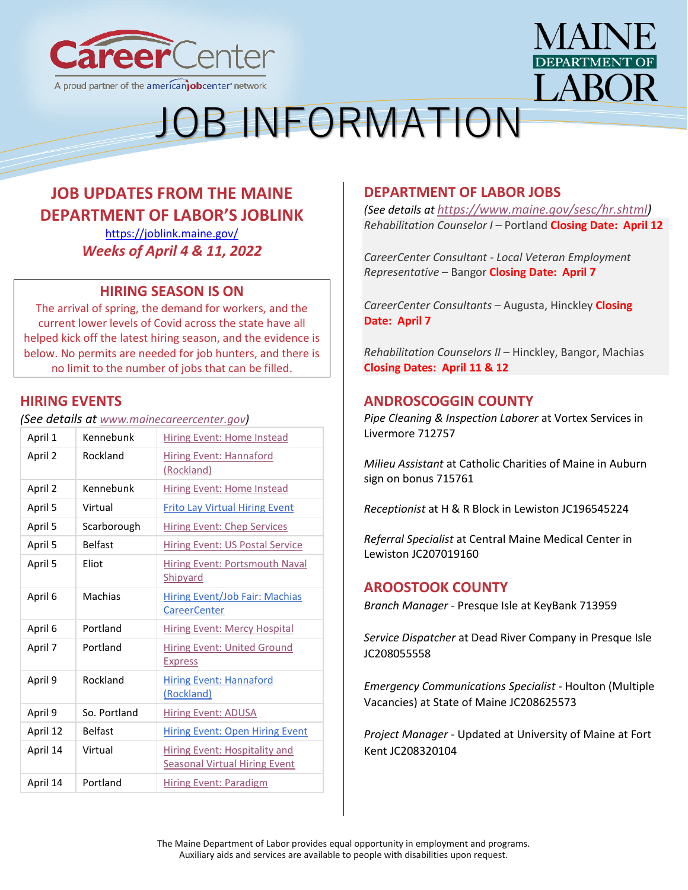# JOB INFORMATION

CareerCenter — A proud partner of the americanjobcenter network

MAINE DEPARTMENT OF LABOR

## JOB UPDATES FROM THE MAINE DEPARTMENT OF LABOR'S JOBLINK

https://joblink.maine.gov/

***Weeks of April 4 & 11, 2022***

### HIRING SEASON IS ON

The arrival of spring, the demand for workers, and the current lower levels of Covid across the state have all helped kick off the latest hiring season, and the evidence is below. No permits are needed for job hunters, and there is no limit to the number of jobs that can be filled.

## HIRING EVENTS

*(See details at www.mainecareercenter.gov)*

| | | |
|---|---|---|
| April 1 | Kennebunk | Hiring Event: Home Instead |
| April 2 | Rockland | Hiring Event: Hannaford (Rockland) |
| April 2 | Kennebunk | Hiring Event: Home Instead |
| April 5 | Virtual | Frito Lay Virtual Hiring Event |
| April 5 | Scarborough | Hiring Event: Chep Services |
| April 5 | Belfast | Hiring Event: US Postal Service |
| April 5 | Eliot | Hiring Event: Portsmouth Naval Shipyard |
| April 6 | Machias | Hiring Event/Job Fair: Machias CareerCenter |
| April 6 | Portland | Hiring Event: Mercy Hospital |
| April 7 | Portland | Hiring Event: United Ground Express |
| April 9 | Rockland | Hiring Event: Hannaford (Rockland) |
| April 9 | So. Portland | Hiring Event: ADUSA |
| April 12 | Belfast | Hiring Event: Open Hiring Event |
| April 14 | Virtual | Hiring Event: Hospitality and Seasonal Virtual Hiring Event |
| April 14 | Portland | Hiring Event: Paradigm |

## DEPARTMENT OF LABOR JOBS

*(See details at https://www.maine.gov/sesc/hr.shtml)*

*Rehabilitation Counselor I* – Portland **Closing Date: April 12**

*CareerCenter Consultant - Local Veteran Employment Representative* – Bangor **Closing Date: April 7**

*CareerCenter Consultants* – Augusta, Hinckley **Closing Date: April 7**

*Rehabilitation Counselors II* – Hinckley, Bangor, Machias **Closing Dates: April 11 & 12**

## ANDROSCOGGIN COUNTY

*Pipe Cleaning & Inspection Laborer* at Vortex Services in Livermore 712757

*Milieu Assistant* at Catholic Charities of Maine in Auburn sign on bonus 715761

*Receptionist* at H & R Block in Lewiston JC196545224

*Referral Specialist* at Central Maine Medical Center in Lewiston JC207019160

## AROOSTOOK COUNTY

*Branch Manager* - Presque Isle at KeyBank 713959

*Service Dispatcher* at Dead River Company in Presque Isle JC208055558

*Emergency Communications Specialist* - Houlton (Multiple Vacancies) at State of Maine JC208625573

*Project Manager* - Updated at University of Maine at Fort Kent JC208320104

The Maine Department of Labor provides equal opportunity in employment and programs. Auxiliary aids and services are available to people with disabilities upon request.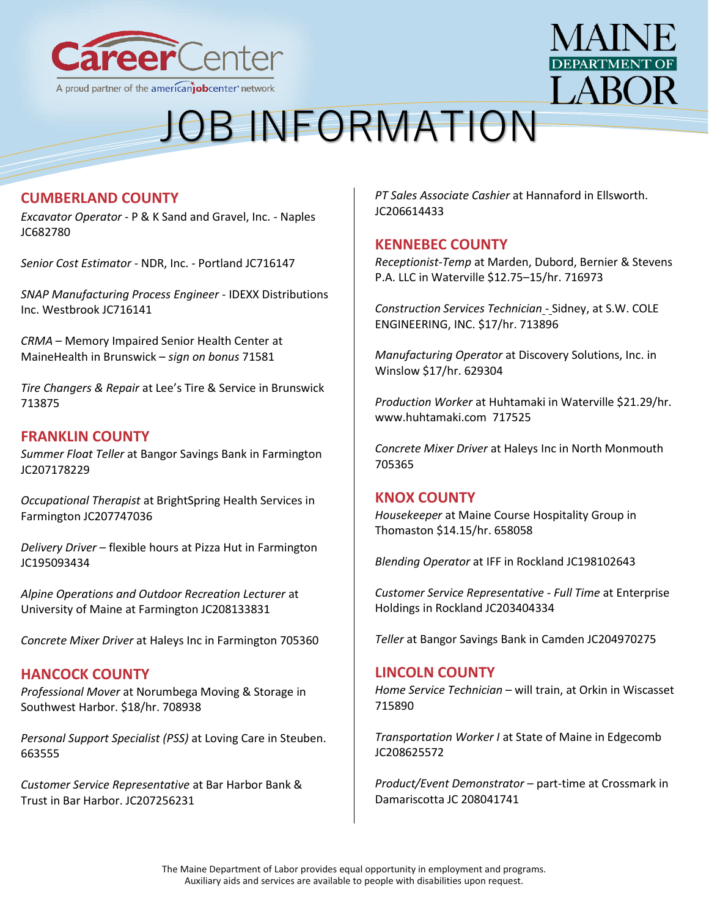# JOB INFORMATION

## CUMBERLAND COUNTY

*Excavator Operator* - P & K Sand and Gravel, Inc. - Naples JC682780

*Senior Cost Estimator* - NDR, Inc. - Portland JC716147

*SNAP Manufacturing Process Engineer* - IDEXX Distributions Inc. Westbrook JC716141

*CRMA* – Memory Impaired Senior Health Center at MaineHealth in Brunswick – *sign on bonus* 71581

*Tire Changers & Repair* at Lee's Tire & Service in Brunswick 713875

## FRANKLIN COUNTY

*Summer Float Teller* at Bangor Savings Bank in Farmington JC207178229

*Occupational Therapist* at BrightSpring Health Services in Farmington JC207747036

*Delivery Driver* – flexible hours at Pizza Hut in Farmington JC195093434

*Alpine Operations and Outdoor Recreation Lecturer* at University of Maine at Farmington JC208133831

*Concrete Mixer Driver* at Haleys Inc in Farmington 705360

## HANCOCK COUNTY

*Professional Mover* at Norumbega Moving & Storage in Southwest Harbor. $18/hr. 708938

*Personal Support Specialist (PSS)* at Loving Care in Steuben. 663555

*Customer Service Representative* at Bar Harbor Bank & Trust in Bar Harbor. JC207256231

*PT Sales Associate Cashier* at Hannaford in Ellsworth. JC206614433

## KENNEBEC COUNTY

*Receptionist-Temp* at Marden, Dubord, Bernier & Stevens P.A. LLC in Waterville $12.75–15/hr. 716973

*Construction Services Technician* - Sidney, at S.W. COLE ENGINEERING, INC. $17/hr. 713896

*Manufacturing Operator* at Discovery Solutions, Inc. in Winslow $17/hr. 629304

*Production Worker* at Huhtamaki in Waterville $21.29/hr. www.huhtamaki.com 717525

*Concrete Mixer Driver* at Haleys Inc in North Monmouth 705365

## KNOX COUNTY

*Housekeeper* at Maine Course Hospitality Group in Thomaston $14.15/hr. 658058

*Blending Operator* at IFF in Rockland JC198102643

*Customer Service Representative - Full Time* at Enterprise Holdings in Rockland JC203404334

*Teller* at Bangor Savings Bank in Camden JC204970275

## LINCOLN COUNTY

*Home Service Technician* – will train, at Orkin in Wiscasset 715890

*Transportation Worker I* at State of Maine in Edgecomb JC208625572

*Product/Event Demonstrator* – part-time at Crossmark in Damariscotta JC 208041741

The Maine Department of Labor provides equal opportunity in employment and programs. Auxiliary aids and services are available to people with disabilities upon request.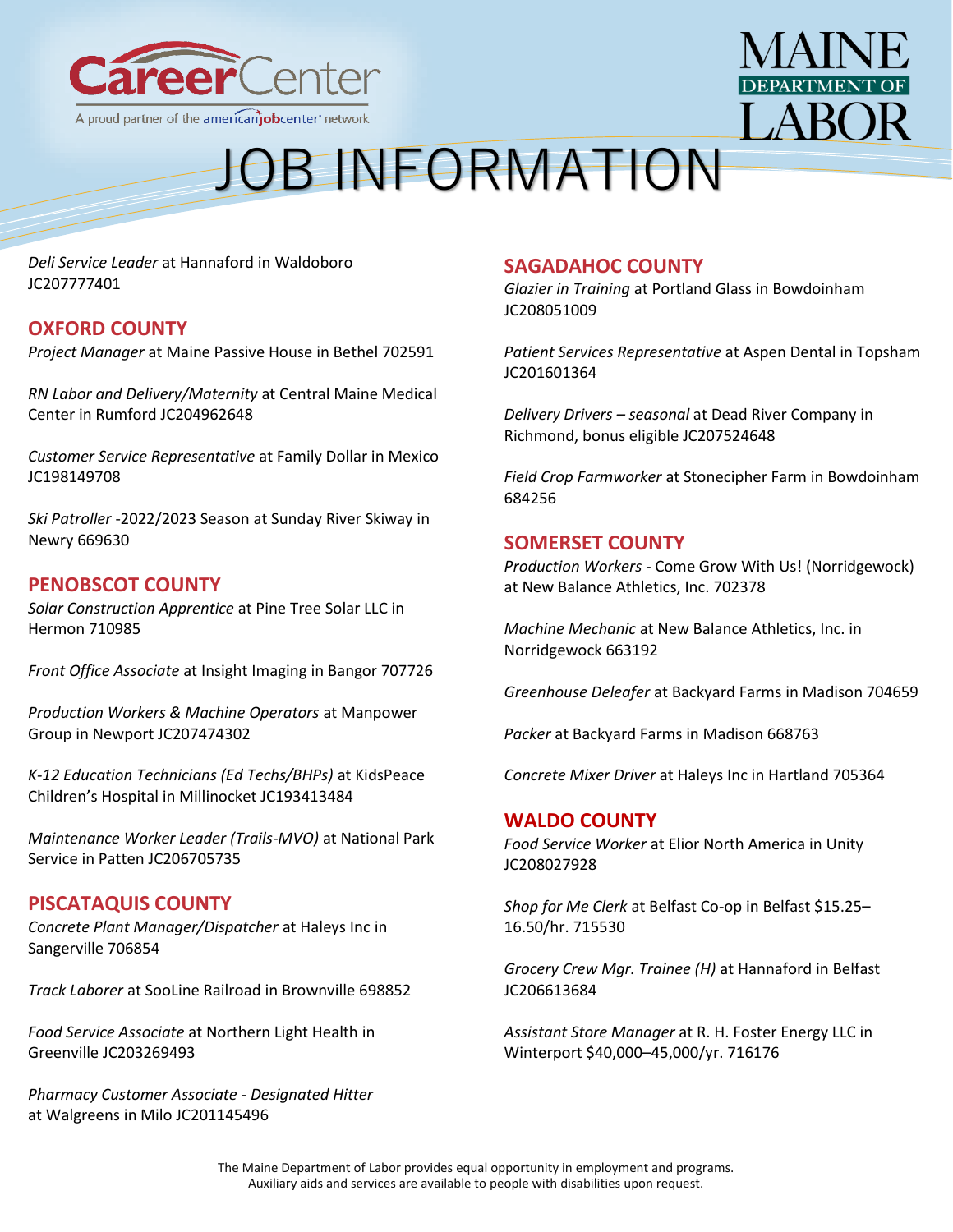# JOB INFORMATION

*Deli Service Leader* at Hannaford in Waldoboro JC207777401

## OXFORD COUNTY

*Project Manager* at Maine Passive House in Bethel 702591

*RN Labor and Delivery/Maternity* at Central Maine Medical Center in Rumford JC204962648

*Customer Service Representative* at Family Dollar in Mexico JC198149708

*Ski Patroller* -2022/2023 Season at Sunday River Skiway in Newry 669630

## PENOBSCOT COUNTY

*Solar Construction Apprentice* at Pine Tree Solar LLC in Hermon 710985

*Front Office Associate* at Insight Imaging in Bangor 707726

*Production Workers & Machine Operators* at Manpower Group in Newport JC207474302

*K-12 Education Technicians (Ed Techs/BHPs)* at KidsPeace Children's Hospital in Millinocket JC193413484

*Maintenance Worker Leader (Trails-MVO)* at National Park Service in Patten JC206705735

## PISCATAQUIS COUNTY

*Concrete Plant Manager/Dispatcher* at Haleys Inc in Sangerville 706854

*Track Laborer* at SooLine Railroad in Brownville 698852

*Food Service Associate* at Northern Light Health in Greenville JC203269493

*Pharmacy Customer Associate - Designated Hitter* at Walgreens in Milo JC201145496

## SAGADAHOC COUNTY

*Glazier in Training* at Portland Glass in Bowdoinham JC208051009

*Patient Services Representative* at Aspen Dental in Topsham JC201601364

*Delivery Drivers – seasonal* at Dead River Company in Richmond, bonus eligible JC207524648

*Field Crop Farmworker* at Stonecipher Farm in Bowdoinham 684256

## SOMERSET COUNTY

*Production Workers* - Come Grow With Us! (Norridgewock) at New Balance Athletics, Inc. 702378

*Machine Mechanic* at New Balance Athletics, Inc. in Norridgewock 663192

*Greenhouse Deleafer* at Backyard Farms in Madison 704659

*Packer* at Backyard Farms in Madison 668763

*Concrete Mixer Driver* at Haleys Inc in Hartland 705364

## WALDO COUNTY

*Food Service Worker* at Elior North America in Unity JC208027928

*Shop for Me Clerk* at Belfast Co-op in Belfast $15.25–16.50/hr. 715530

*Grocery Crew Mgr. Trainee (H)* at Hannaford in Belfast JC206613684

*Assistant Store Manager* at R. H. Foster Energy LLC in Winterport $40,000–45,000/yr. 716176

The Maine Department of Labor provides equal opportunity in employment and programs.
Auxiliary aids and services are available to people with disabilities upon request.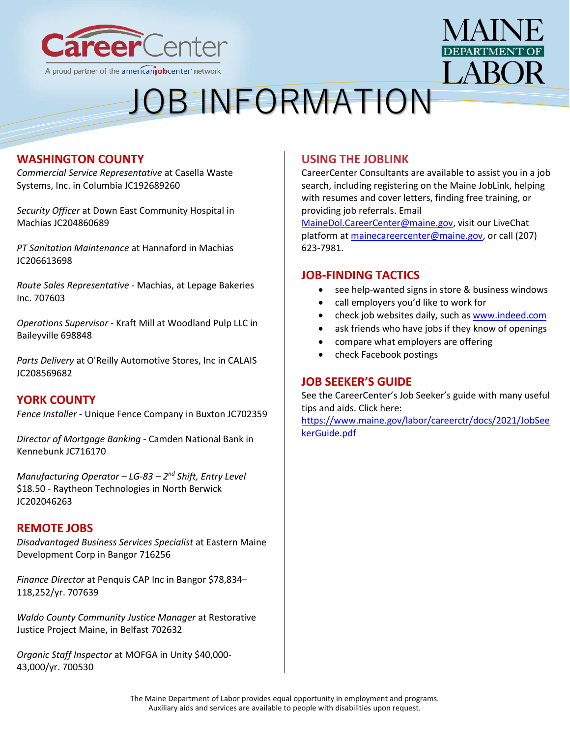# JOB INFORMATION

## WASHINGTON COUNTY

*Commercial Service Representative* at Casella Waste Systems, Inc. in Columbia JC192689260

*Security Officer* at Down East Community Hospital in Machias JC204860689

*PT Sanitation Maintenance* at Hannaford in Machias JC206613698

*Route Sales Representative* - Machias, at Lepage Bakeries Inc. 707603

*Operations Supervisor* - Kraft Mill at Woodland Pulp LLC in Baileyville 698848

*Parts Delivery* at O'Reilly Automotive Stores, Inc in CALAIS JC208569682

## YORK COUNTY

*Fence Installer* - Unique Fence Company in Buxton JC702359

*Director of Mortgage Banking* - Camden National Bank in Kennebunk JC716170

*Manufacturing Operator – LG-83 – 2nd Shift, Entry Level* $18.50 - Raytheon Technologies in North Berwick JC202046263

## REMOTE JOBS

*Disadvantaged Business Services Specialist* at Eastern Maine Development Corp in Bangor 716256

*Finance Director* at Penquis CAP Inc in Bangor $78,834–118,252/yr. 707639

*Waldo County Community Justice Manager* at Restorative Justice Project Maine, in Belfast 702632

*Organic Staff Inspector* at MOFGA in Unity $40,000-43,000/yr. 700530

## USING THE JOBLINK

CareerCenter Consultants are available to assist you in a job search, including registering on the Maine JobLink, helping with resumes and cover letters, finding free training, or providing job referrals. Email MaineDol.CareerCenter@maine.gov, visit our LiveChat platform at mainecareercenter@maine.gov, or call (207) 623-7981.

## JOB-FINDING TACTICS

- see help-wanted signs in store & business windows
- call employers you'd like to work for
- check job websites daily, such as www.indeed.com
- ask friends who have jobs if they know of openings
- compare what employers are offering
- check Facebook postings

## JOB SEEKER'S GUIDE

See the CareerCenter's Job Seeker's guide with many useful tips and aids. Click here: https://www.maine.gov/labor/careerctr/docs/2021/JobSeekerGuide.pdf

The Maine Department of Labor provides equal opportunity in employment and programs. Auxiliary aids and services are available to people with disabilities upon request.